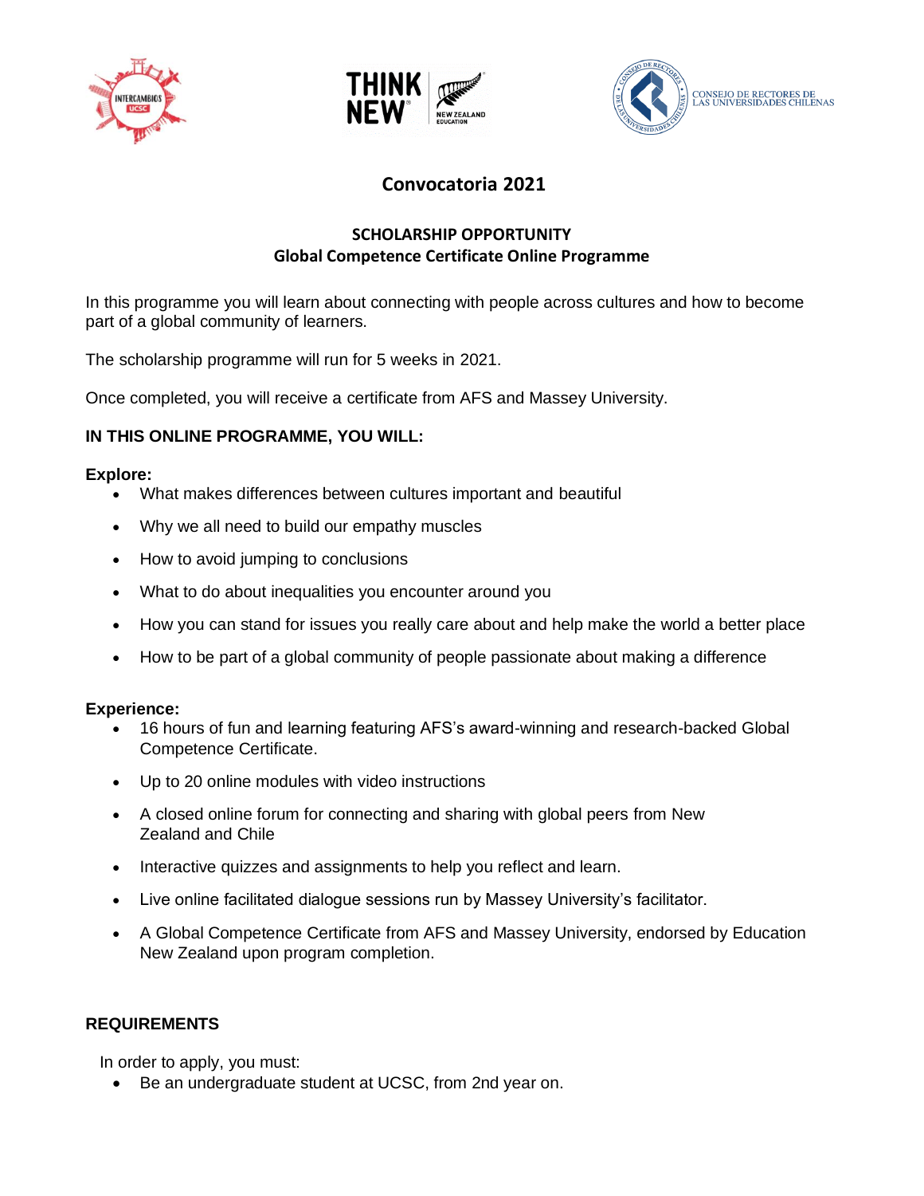# Convocatoria 2021

## SCHOLARSHIP OPPORTUNITY
## Global Competence Certificate Online Programme

In this programme you will learn about connecting with people across cultures and how to become part of a global community of learners.

The scholarship programme will run for 5 weeks in 2021.

Once completed, you will receive a certificate from AFS and Massey University.

### IN THIS ONLINE PROGRAMME, YOU WILL:

**Explore:**

- What makes differences between cultures important and beautiful
- Why we all need to build our empathy muscles
- How to avoid jumping to conclusions
- What to do about inequalities you encounter around you
- How you can stand for issues you really care about and help make the world a better place
- How to be part of a global community of people passionate about making a difference

**Experience:**

- 16 hours of fun and learning featuring AFS's award-winning and research-backed Global Competence Certificate.
- Up to 20 online modules with video instructions
- A closed online forum for connecting and sharing with global peers from New Zealand and Chile
- Interactive quizzes and assignments to help you reflect and learn.
- Live online facilitated dialogue sessions run by Massey University's facilitator.
- A Global Competence Certificate from AFS and Massey University, endorsed by Education New Zealand upon program completion.

### REQUIREMENTS

In order to apply, you must:

- Be an undergraduate student at UCSC, from 2nd year on.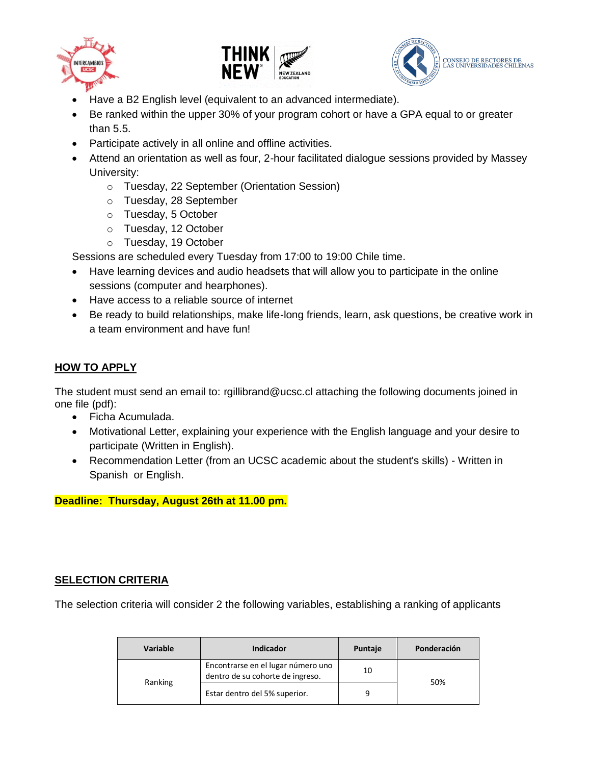- Have a B2 English level (equivalent to an advanced intermediate).
- Be ranked within the upper 30% of your program cohort or have a GPA equal to or greater than 5.5.
- Participate actively in all online and offline activities.
- Attend an orientation as well as four, 2-hour facilitated dialogue sessions provided by Massey University:
  - Tuesday, 22 September (Orientation Session)
  - Tuesday, 28 September
  - Tuesday, 5 October
  - Tuesday, 12 October
  - Tuesday, 19 October

Sessions are scheduled every Tuesday from 17:00 to 19:00 Chile time.

- Have learning devices and audio headsets that will allow you to participate in the online sessions (computer and hearphones).
- Have access to a reliable source of internet
- Be ready to build relationships, make life-long friends, learn, ask questions, be creative work in a team environment and have fun!

## HOW TO APPLY

The student must send an email to: rgillibrand@ucsc.cl attaching the following documents joined in one file (pdf):

- Ficha Acumulada.
- Motivational Letter, explaining your experience with the English language and your desire to participate (Written in English).
- Recommendation Letter (from an UCSC academic about the student's skills) - Written in Spanish or English.

**Deadline: Thursday, August 26th at 11.00 pm.**

## SELECTION CRITERIA

The selection criteria will consider 2 the following variables, establishing a ranking of applicants

| Variable | Indicador | Puntaje | Ponderación |
|---|---|---|---|
| Ranking | Encontrarse en el lugar número uno dentro de su cohorte de ingreso. | 10 | 50% |
| | Estar dentro del 5% superior. | 9 | |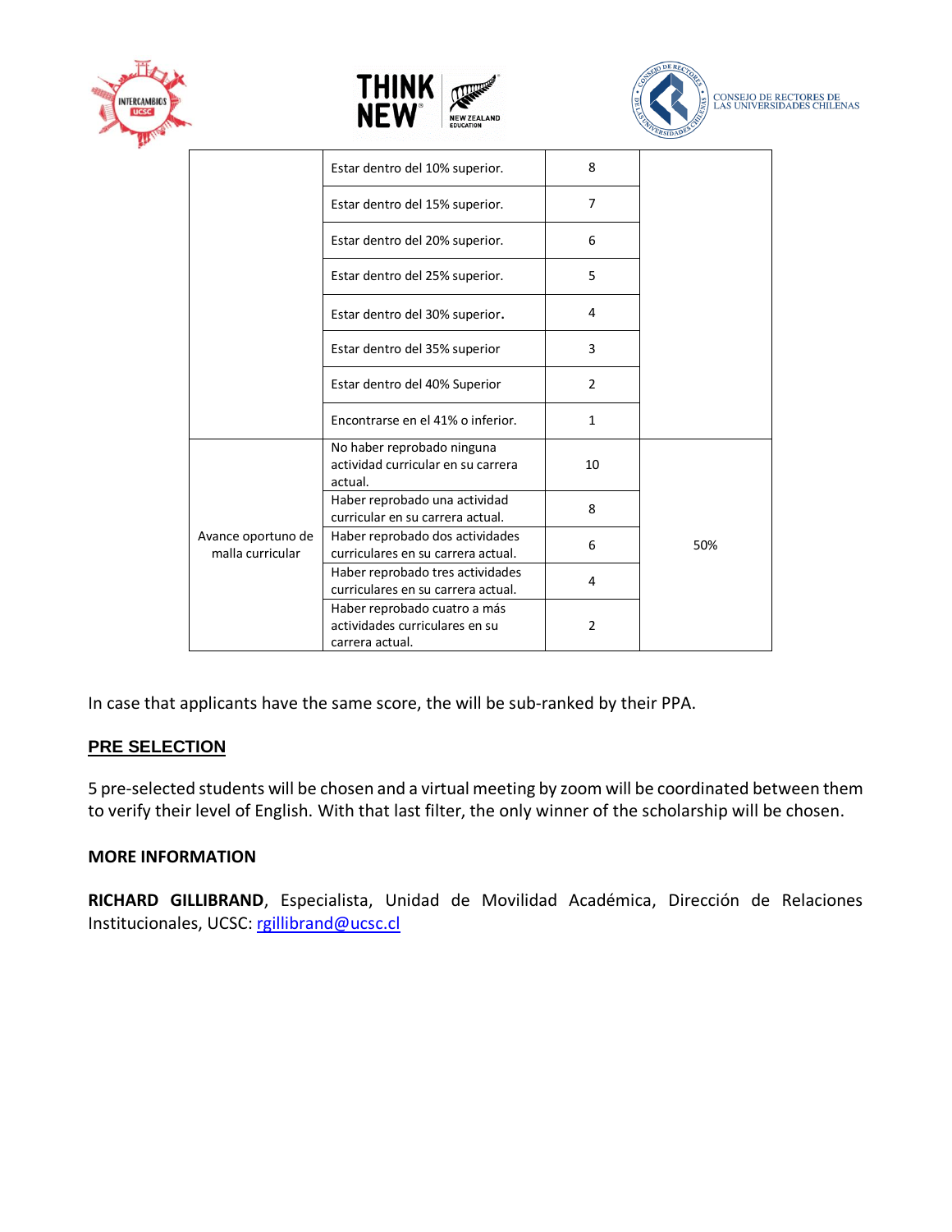| | | | |
|---|---|---|---|
| | Estar dentro del 10% superior. | 8 | |
| | Estar dentro del 15% superior. | 7 | |
| | Estar dentro del 20% superior. | 6 | |
| | Estar dentro del 25% superior. | 5 | |
| | Estar dentro del 30% superior. | 4 | |
| | Estar dentro del 35% superior | 3 | |
| | Estar dentro del 40% Superior | 2 | |
| | Encontrarse en el 41% o inferior. | 1 | |
| Avance oportuno de malla curricular | No haber reprobado ninguna actividad curricular en su carrera actual. | 10 | 50% |
| | Haber reprobado una actividad curricular en su carrera actual. | 8 | |
| | Haber reprobado dos actividades curriculares en su carrera actual. | 6 | |
| | Haber reprobado tres actividades curriculares en su carrera actual. | 4 | |
| | Haber reprobado cuatro a más actividades curriculares en su carrera actual. | 2 | |

In case that applicants have the same score, the will be sub-ranked by their PPA.

## PRE SELECTION

5 pre-selected students will be chosen and a virtual meeting by zoom will be coordinated between them to verify their level of English. With that last filter, the only winner of the scholarship will be chosen.

## MORE INFORMATION

**RICHARD GILLIBRAND**, Especialista, Unidad de Movilidad Académica, Dirección de Relaciones Institucionales, UCSC: rgillibrand@ucsc.cl